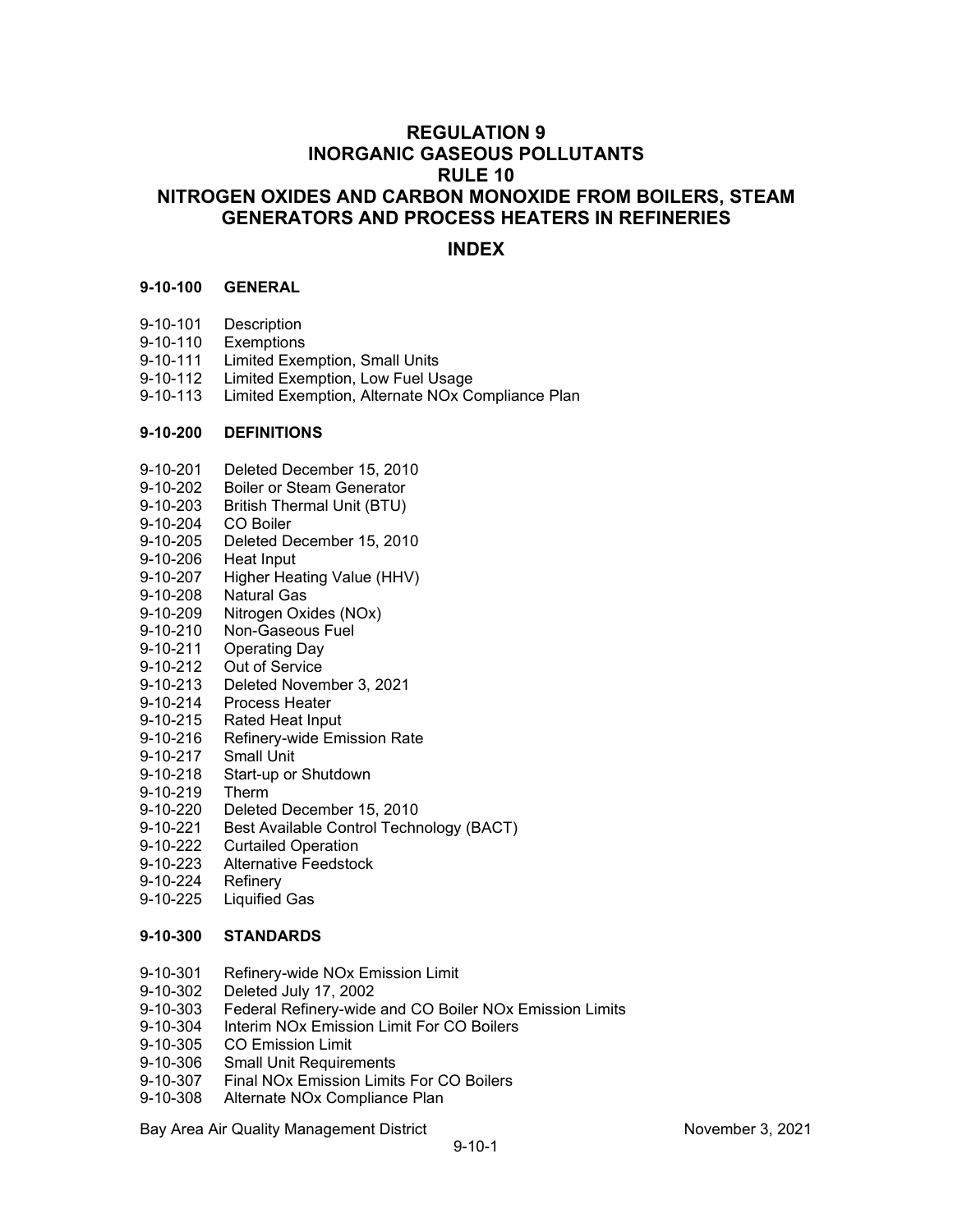# REGULATION 9
# INORGANIC GASEOUS POLLUTANTS
# RULE 10
# NITROGEN OXIDES AND CARBON MONOXIDE FROM BOILERS, STEAM GENERATORS AND PROCESS HEATERS IN REFINERIES

## INDEX

**9-10-100 GENERAL**

9-10-101 Description
9-10-110 Exemptions
9-10-111 Limited Exemption, Small Units
9-10-112 Limited Exemption, Low Fuel Usage
9-10-113 Limited Exemption, Alternate NOx Compliance Plan

**9-10-200 DEFINITIONS**

9-10-201 Deleted December 15, 2010
9-10-202 Boiler or Steam Generator
9-10-203 British Thermal Unit (BTU)
9-10-204 CO Boiler
9-10-205 Deleted December 15, 2010
9-10-206 Heat Input
9-10-207 Higher Heating Value (HHV)
9-10-208 Natural Gas
9-10-209 Nitrogen Oxides (NOx)
9-10-210 Non-Gaseous Fuel
9-10-211 Operating Day
9-10-212 Out of Service
9-10-213 Deleted November 3, 2021
9-10-214 Process Heater
9-10-215 Rated Heat Input
9-10-216 Refinery-wide Emission Rate
9-10-217 Small Unit
9-10-218 Start-up or Shutdown
9-10-219 Therm
9-10-220 Deleted December 15, 2010
9-10-221 Best Available Control Technology (BACT)
9-10-222 Curtailed Operation
9-10-223 Alternative Feedstock
9-10-224 Refinery
9-10-225 Liquified Gas

**9-10-300 STANDARDS**

9-10-301 Refinery-wide NOx Emission Limit
9-10-302 Deleted July 17, 2002
9-10-303 Federal Refinery-wide and CO Boiler NOx Emission Limits
9-10-304 Interim NOx Emission Limit For CO Boilers
9-10-305 CO Emission Limit
9-10-306 Small Unit Requirements
9-10-307 Final NOx Emission Limits For CO Boilers
9-10-308 Alternate NOx Compliance Plan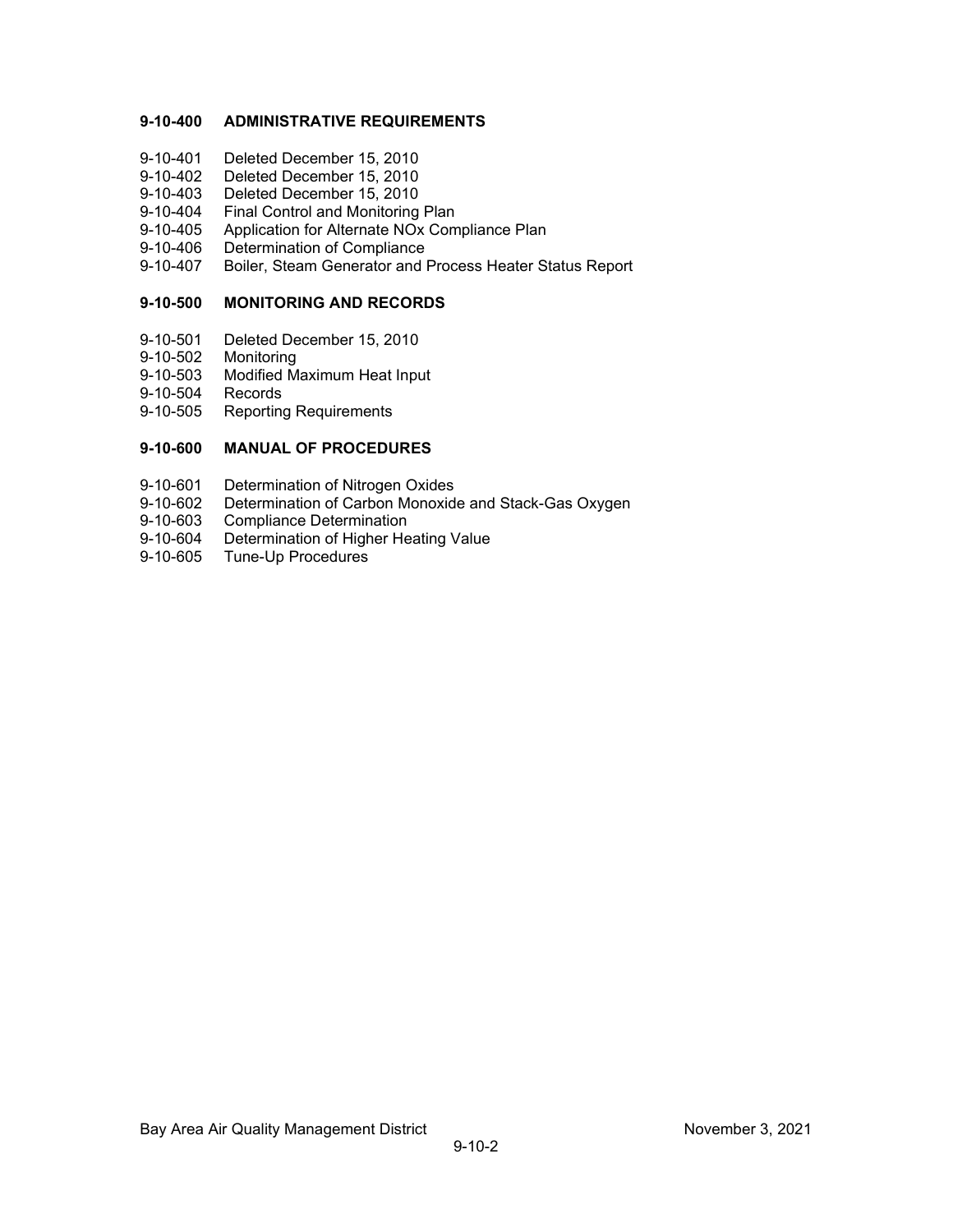**9-10-400 ADMINISTRATIVE REQUIREMENTS**

9-10-401 Deleted December 15, 2010
9-10-402 Deleted December 15, 2010
9-10-403 Deleted December 15, 2010
9-10-404 Final Control and Monitoring Plan
9-10-405 Application for Alternate NOx Compliance Plan
9-10-406 Determination of Compliance
9-10-407 Boiler, Steam Generator and Process Heater Status Report

**9-10-500 MONITORING AND RECORDS**

9-10-501 Deleted December 15, 2010
9-10-502 Monitoring
9-10-503 Modified Maximum Heat Input
9-10-504 Records
9-10-505 Reporting Requirements

**9-10-600 MANUAL OF PROCEDURES**

9-10-601 Determination of Nitrogen Oxides
9-10-602 Determination of Carbon Monoxide and Stack-Gas Oxygen
9-10-603 Compliance Determination
9-10-604 Determination of Higher Heating Value
9-10-605 Tune-Up Procedures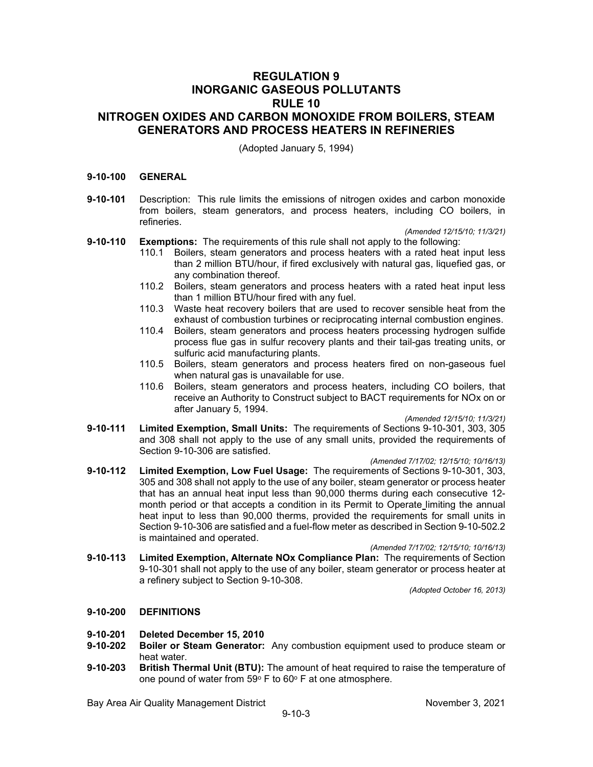# REGULATION 9
# INORGANIC GASEOUS POLLUTANTS
# RULE 10
# NITROGEN OXIDES AND CARBON MONOXIDE FROM BOILERS, STEAM GENERATORS AND PROCESS HEATERS IN REFINERIES

(Adopted January 5, 1994)

## 9-10-100 GENERAL

**9-10-101** Description: This rule limits the emissions of nitrogen oxides and carbon monoxide from boilers, steam generators, and process heaters, including CO boilers, in refineries.

*(Amended 12/15/10; 11/3/21)*

**9-10-110** **Exemptions:** The requirements of this rule shall not apply to the following:

- 110.1 Boilers, steam generators and process heaters with a rated heat input less than 2 million BTU/hour, if fired exclusively with natural gas, liquefied gas, or any combination thereof.
- 110.2 Boilers, steam generators and process heaters with a rated heat input less than 1 million BTU/hour fired with any fuel.
- 110.3 Waste heat recovery boilers that are used to recover sensible heat from the exhaust of combustion turbines or reciprocating internal combustion engines.
- 110.4 Boilers, steam generators and process heaters processing hydrogen sulfide process flue gas in sulfur recovery plants and their tail-gas treating units, or sulfuric acid manufacturing plants.
- 110.5 Boilers, steam generators and process heaters fired on non-gaseous fuel when natural gas is unavailable for use.
- 110.6 Boilers, steam generators and process heaters, including CO boilers, that receive an Authority to Construct subject to BACT requirements for NOx on or after January 5, 1994.

*(Amended 12/15/10; 11/3/21)*

**9-10-111** **Limited Exemption, Small Units:** The requirements of Sections 9-10-301, 303, 305 and 308 shall not apply to the use of any small units, provided the requirements of Section 9-10-306 are satisfied.

*(Amended 7/17/02; 12/15/10; 10/16/13)*

**9-10-112** **Limited Exemption, Low Fuel Usage:** The requirements of Sections 9-10-301, 303, 305 and 308 shall not apply to the use of any boiler, steam generator or process heater that has an annual heat input less than 90,000 therms during each consecutive 12-month period or that accepts a condition in its Permit to Operate limiting the annual heat input to less than 90,000 therms, provided the requirements for small units in Section 9-10-306 are satisfied and a fuel-flow meter as described in Section 9-10-502.2 is maintained and operated.

*(Amended 7/17/02; 12/15/10; 10/16/13)*

**9-10-113** **Limited Exemption, Alternate NOx Compliance Plan:** The requirements of Section 9-10-301 shall not apply to the use of any boiler, steam generator or process heater at a refinery subject to Section 9-10-308.

*(Adopted October 16, 2013)*

## 9-10-200 DEFINITIONS

**9-10-201** **Deleted December 15, 2010**

**9-10-202** **Boiler or Steam Generator:** Any combustion equipment used to produce steam or heat water.

**9-10-203** **British Thermal Unit (BTU):** The amount of heat required to raise the temperature of one pound of water from 59° F to 60° F at one atmosphere.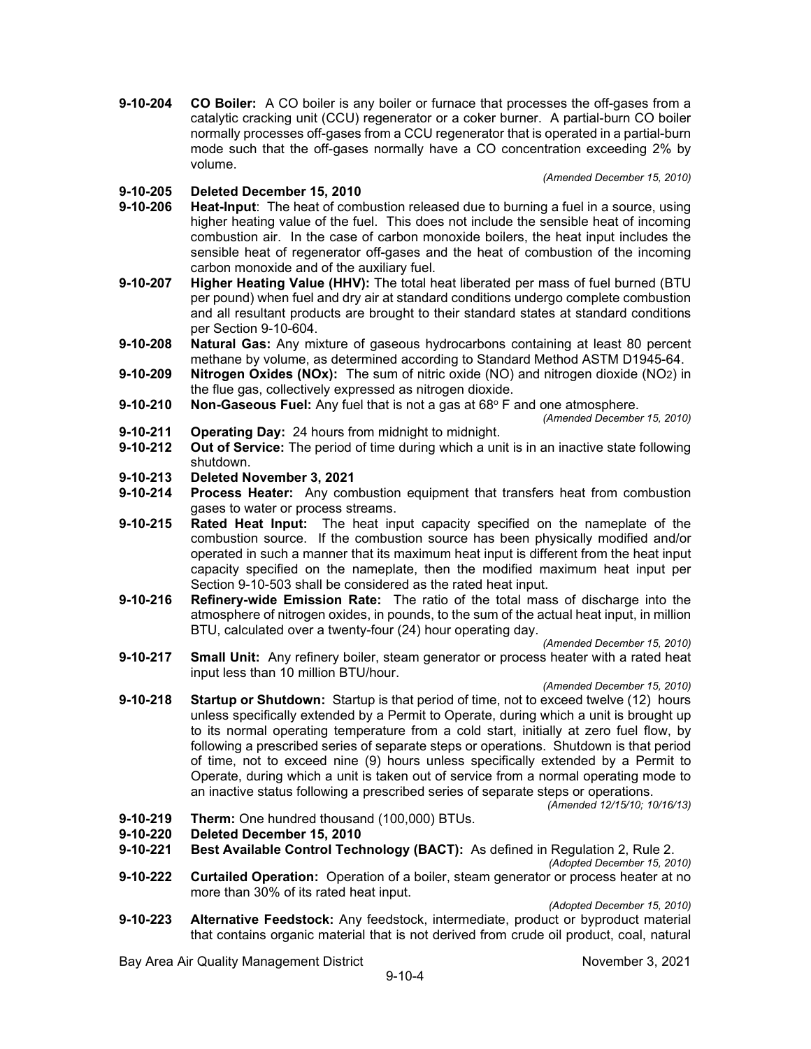**9-10-204 CO Boiler:** A CO boiler is any boiler or furnace that processes the off-gases from a catalytic cracking unit (CCU) regenerator or a coker burner. A partial-burn CO boiler normally processes off-gases from a CCU regenerator that is operated in a partial-burn mode such that the off-gases normally have a CO concentration exceeding 2% by volume.

*(Amended December 15, 2010)*

**9-10-205 Deleted December 15, 2010**

**9-10-206 Heat-Input**: The heat of combustion released due to burning a fuel in a source, using higher heating value of the fuel. This does not include the sensible heat of incoming combustion air. In the case of carbon monoxide boilers, the heat input includes the sensible heat of regenerator off-gases and the heat of combustion of the incoming carbon monoxide and of the auxiliary fuel.

**9-10-207 Higher Heating Value (HHV):** The total heat liberated per mass of fuel burned (BTU per pound) when fuel and dry air at standard conditions undergo complete combustion and all resultant products are brought to their standard states at standard conditions per Section 9-10-604.

**9-10-208 Natural Gas:** Any mixture of gaseous hydrocarbons containing at least 80 percent methane by volume, as determined according to Standard Method ASTM D1945-64.

**9-10-209 Nitrogen Oxides (NOx):** The sum of nitric oxide (NO) and nitrogen dioxide ($NO_2$) in the flue gas, collectively expressed as nitrogen dioxide.

**9-10-210 Non-Gaseous Fuel:** Any fuel that is not a gas at $68^{o}$ F and one atmosphere.

*(Amended December 15, 2010)*

**9-10-211 Operating Day:** 24 hours from midnight to midnight.

**9-10-212 Out of Service:** The period of time during which a unit is in an inactive state following shutdown.

**9-10-213 Deleted November 3, 2021**

**9-10-214 Process Heater:** Any combustion equipment that transfers heat from combustion gases to water or process streams.

**9-10-215 Rated Heat Input:** The heat input capacity specified on the nameplate of the combustion source. If the combustion source has been physically modified and/or operated in such a manner that its maximum heat input is different from the heat input capacity specified on the nameplate, then the modified maximum heat input per Section 9-10-503 shall be considered as the rated heat input.

**9-10-216 Refinery-wide Emission Rate:** The ratio of the total mass of discharge into the atmosphere of nitrogen oxides, in pounds, to the sum of the actual heat input, in million BTU, calculated over a twenty-four (24) hour operating day.

*(Amended December 15, 2010)*

**9-10-217 Small Unit:** Any refinery boiler, steam generator or process heater with a rated heat input less than 10 million BTU/hour.

*(Amended December 15, 2010)*

**9-10-218 Startup or Shutdown:** Startup is that period of time, not to exceed twelve (12) hours unless specifically extended by a Permit to Operate, during which a unit is brought up to its normal operating temperature from a cold start, initially at zero fuel flow, by following a prescribed series of separate steps or operations. Shutdown is that period of time, not to exceed nine (9) hours unless specifically extended by a Permit to Operate, during which a unit is taken out of service from a normal operating mode to an inactive status following a prescribed series of separate steps or operations.

*(Amended 12/15/10; 10/16/13)*

**9-10-219 Therm:** One hundred thousand (100,000) BTUs.

**9-10-220 Deleted December 15, 2010**

**9-10-221 Best Available Control Technology (BACT):** As defined in Regulation 2, Rule 2.

*(Adopted December 15, 2010)*

**9-10-222 Curtailed Operation:** Operation of a boiler, steam generator or process heater at no more than 30% of its rated heat input.

*(Adopted December 15, 2010)*

**9-10-223 Alternative Feedstock:** Any feedstock, intermediate, product or byproduct material that contains organic material that is not derived from crude oil product, coal, natural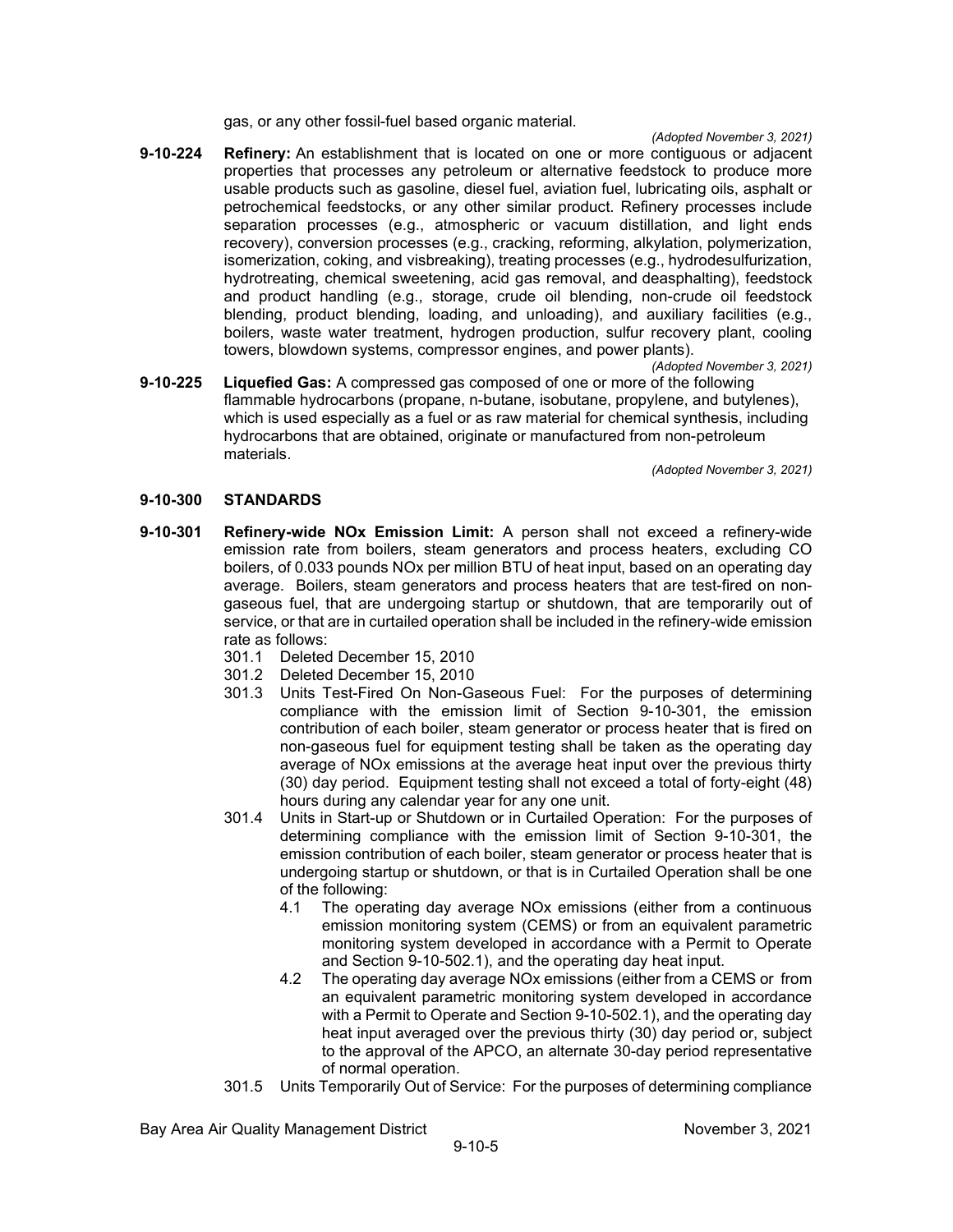gas, or any other fossil-fuel based organic material.

*(Adopted November 3, 2021)*

**9-10-224 Refinery:** An establishment that is located on one or more contiguous or adjacent properties that processes any petroleum or alternative feedstock to produce more usable products such as gasoline, diesel fuel, aviation fuel, lubricating oils, asphalt or petrochemical feedstocks, or any other similar product. Refinery processes include separation processes (e.g., atmospheric or vacuum distillation, and light ends recovery), conversion processes (e.g., cracking, reforming, alkylation, polymerization, isomerization, coking, and visbreaking), treating processes (e.g., hydrodesulfurization, hydrotreating, chemical sweetening, acid gas removal, and deasphalting), feedstock and product handling (e.g., storage, crude oil blending, non-crude oil feedstock blending, product blending, loading, and unloading), and auxiliary facilities (e.g., boilers, waste water treatment, hydrogen production, sulfur recovery plant, cooling towers, blowdown systems, compressor engines, and power plants).

*(Adopted November 3, 2021)*

**9-10-225 Liquefied Gas:** A compressed gas composed of one or more of the following flammable hydrocarbons (propane, n-butane, isobutane, propylene, and butylenes), which is used especially as a fuel or as raw material for chemical synthesis, including hydrocarbons that are obtained, originate or manufactured from non-petroleum materials.

*(Adopted November 3, 2021)*

## 9-10-300 STANDARDS

**9-10-301 Refinery-wide NOx Emission Limit:** A person shall not exceed a refinery-wide emission rate from boilers, steam generators and process heaters, excluding CO boilers, of 0.033 pounds NOx per million BTU of heat input, based on an operating day average. Boilers, steam generators and process heaters that are test-fired on non-gaseous fuel, that are undergoing startup or shutdown, that are temporarily out of service, or that are in curtailed operation shall be included in the refinery-wide emission rate as follows:

- 301.1 Deleted December 15, 2010
- 301.2 Deleted December 15, 2010
- 301.3 Units Test-Fired On Non-Gaseous Fuel: For the purposes of determining compliance with the emission limit of Section 9-10-301, the emission contribution of each boiler, steam generator or process heater that is fired on non-gaseous fuel for equipment testing shall be taken as the operating day average of NOx emissions at the average heat input over the previous thirty (30) day period. Equipment testing shall not exceed a total of forty-eight (48) hours during any calendar year for any one unit.
- 301.4 Units in Start-up or Shutdown or in Curtailed Operation: For the purposes of determining compliance with the emission limit of Section 9-10-301, the emission contribution of each boiler, steam generator or process heater that is undergoing startup or shutdown, or that is in Curtailed Operation shall be one of the following:
  - 4.1 The operating day average NOx emissions (either from a continuous emission monitoring system (CEMS) or from an equivalent parametric monitoring system developed in accordance with a Permit to Operate and Section 9-10-502.1), and the operating day heat input.
  - 4.2 The operating day average NOx emissions (either from a CEMS or from an equivalent parametric monitoring system developed in accordance with a Permit to Operate and Section 9-10-502.1), and the operating day heat input averaged over the previous thirty (30) day period or, subject to the approval of the APCO, an alternate 30-day period representative of normal operation.
- 301.5 Units Temporarily Out of Service: For the purposes of determining compliance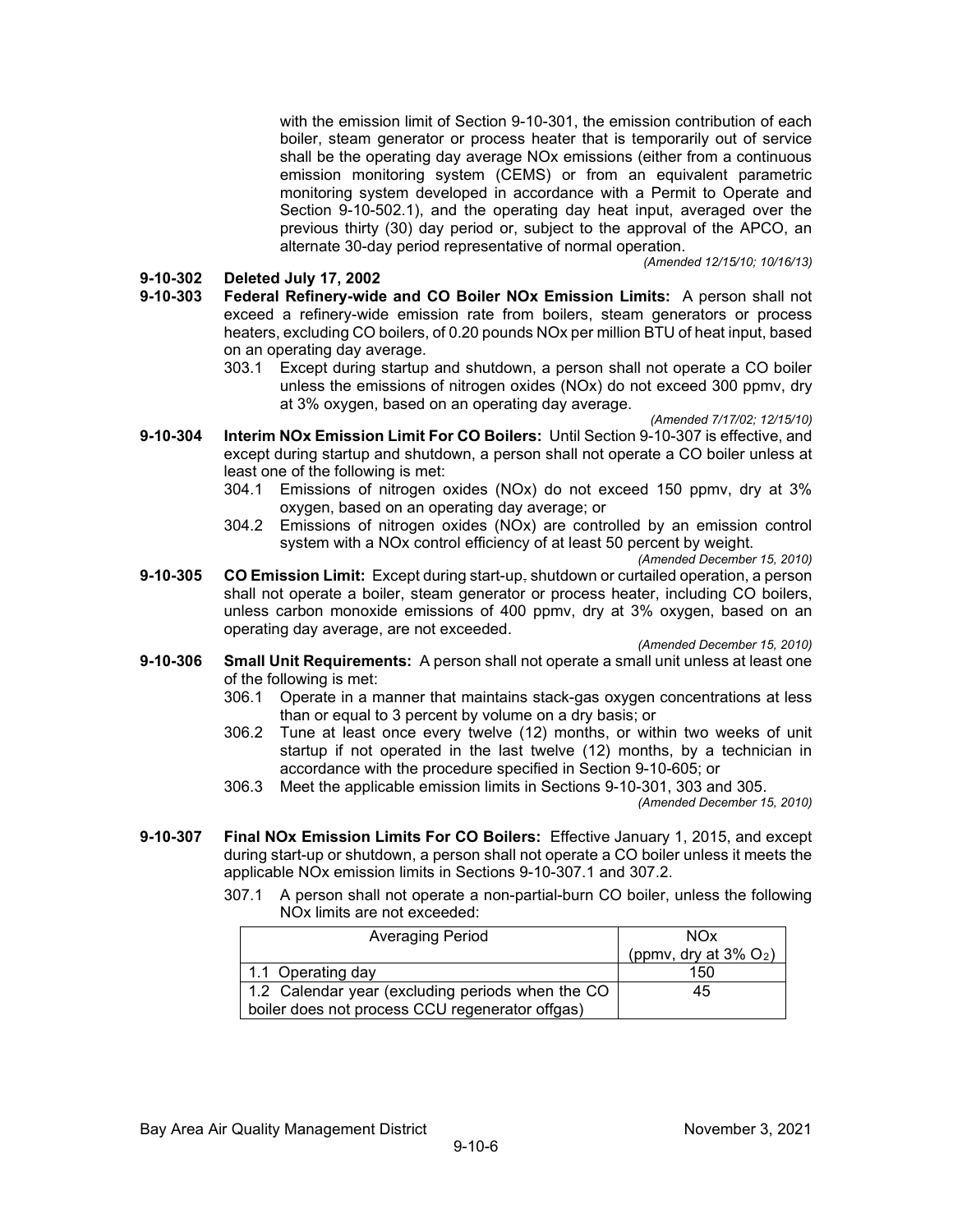with the emission limit of Section 9-10-301, the emission contribution of each boiler, steam generator or process heater that is temporarily out of service shall be the operating day average NOx emissions (either from a continuous emission monitoring system (CEMS) or from an equivalent parametric monitoring system developed in accordance with a Permit to Operate and Section 9-10-502.1), and the operating day heat input, averaged over the previous thirty (30) day period or, subject to the approval of the APCO, an alternate 30-day period representative of normal operation.

*(Amended 12/15/10; 10/16/13)*

**9-10-302 Deleted July 17, 2002**

**9-10-303 Federal Refinery-wide and CO Boiler NOx Emission Limits:** A person shall not exceed a refinery-wide emission rate from boilers, steam generators or process heaters, excluding CO boilers, of 0.20 pounds NOx per million BTU of heat input, based on an operating day average.

303.1 Except during startup and shutdown, a person shall not operate a CO boiler unless the emissions of nitrogen oxides (NOx) do not exceed 300 ppmv, dry at 3% oxygen, based on an operating day average.

*(Amended 7/17/02; 12/15/10)*

**9-10-304 Interim NOx Emission Limit For CO Boilers:** Until Section 9-10-307 is effective, and except during startup and shutdown, a person shall not operate a CO boiler unless at least one of the following is met:

304.1 Emissions of nitrogen oxides (NOx) do not exceed 150 ppmv, dry at 3% oxygen, based on an operating day average; or

304.2 Emissions of nitrogen oxides (NOx) are controlled by an emission control system with a NOx control efficiency of at least 50 percent by weight.

*(Amended December 15, 2010)*

**9-10-305 CO Emission Limit:** Except during start-up, shutdown or curtailed operation, a person shall not operate a boiler, steam generator or process heater, including CO boilers, unless carbon monoxide emissions of 400 ppmv, dry at 3% oxygen, based on an operating day average, are not exceeded.

*(Amended December 15, 2010)*

**9-10-306 Small Unit Requirements:** A person shall not operate a small unit unless at least one of the following is met:

306.1 Operate in a manner that maintains stack-gas oxygen concentrations at less than or equal to 3 percent by volume on a dry basis; or

306.2 Tune at least once every twelve (12) months, or within two weeks of unit startup if not operated in the last twelve (12) months, by a technician in accordance with the procedure specified in Section 9-10-605; or

306.3 Meet the applicable emission limits in Sections 9-10-301, 303 and 305.

*(Amended December 15, 2010)*

**9-10-307 Final NOx Emission Limits For CO Boilers:** Effective January 1, 2015, and except during start-up or shutdown, a person shall not operate a CO boiler unless it meets the applicable NOx emission limits in Sections 9-10-307.1 and 307.2.

307.1 A person shall not operate a non-partial-burn CO boiler, unless the following NOx limits are not exceeded:

| Averaging Period | NOx (ppmv, dry at 3% $O_2$) |
|---|---|
| 1.1 Operating day | 150 |
| 1.2 Calendar year (excluding periods when the CO boiler does not process CCU regenerator offgas) | 45 |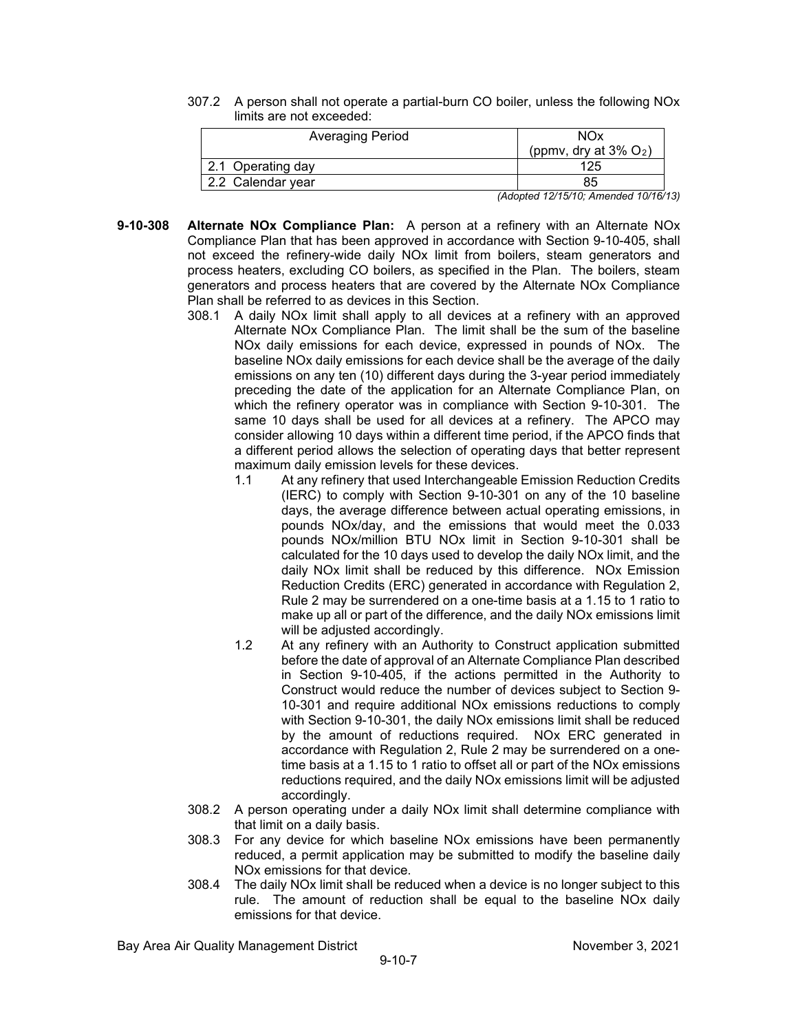307.2 A person shall not operate a partial-burn CO boiler, unless the following NOx limits are not exceeded:

| Averaging Period | NOx (ppmv, dry at 3% $O_2$) |
|---|---|
| 2.1 Operating day | 125 |
| 2.2 Calendar year | 85 |

*(Adopted 12/15/10; Amended 10/16/13)*

**9-10-308 Alternate NOx Compliance Plan:** A person at a refinery with an Alternate NOx Compliance Plan that has been approved in accordance with Section 9-10-405, shall not exceed the refinery-wide daily NOx limit from boilers, steam generators and process heaters, excluding CO boilers, as specified in the Plan. The boilers, steam generators and process heaters that are covered by the Alternate NOx Compliance Plan shall be referred to as devices in this Section.

308.1 A daily NOx limit shall apply to all devices at a refinery with an approved Alternate NOx Compliance Plan. The limit shall be the sum of the baseline NOx daily emissions for each device, expressed in pounds of NOx. The baseline NOx daily emissions for each device shall be the average of the daily emissions on any ten (10) different days during the 3-year period immediately preceding the date of the application for an Alternate Compliance Plan, on which the refinery operator was in compliance with Section 9-10-301. The same 10 days shall be used for all devices at a refinery. The APCO may consider allowing 10 days within a different time period, if the APCO finds that a different period allows the selection of operating days that better represent maximum daily emission levels for these devices.

1.1 At any refinery that used Interchangeable Emission Reduction Credits (IERC) to comply with Section 9-10-301 on any of the 10 baseline days, the average difference between actual operating emissions, in pounds NOx/day, and the emissions that would meet the 0.033 pounds NOx/million BTU NOx limit in Section 9-10-301 shall be calculated for the 10 days used to develop the daily NOx limit, and the daily NOx limit shall be reduced by this difference. NOx Emission Reduction Credits (ERC) generated in accordance with Regulation 2, Rule 2 may be surrendered on a one-time basis at a 1.15 to 1 ratio to make up all or part of the difference, and the daily NOx emissions limit will be adjusted accordingly.

1.2 At any refinery with an Authority to Construct application submitted before the date of approval of an Alternate Compliance Plan described in Section 9-10-405, if the actions permitted in the Authority to Construct would reduce the number of devices subject to Section 9-10-301 and require additional NOx emissions reductions to comply with Section 9-10-301, the daily NOx emissions limit shall be reduced by the amount of reductions required. NOx ERC generated in accordance with Regulation 2, Rule 2 may be surrendered on a one-time basis at a 1.15 to 1 ratio to offset all or part of the NOx emissions reductions required, and the daily NOx emissions limit will be adjusted accordingly.

308.2 A person operating under a daily NOx limit shall determine compliance with that limit on a daily basis.

308.3 For any device for which baseline NOx emissions have been permanently reduced, a permit application may be submitted to modify the baseline daily NOx emissions for that device.

308.4 The daily NOx limit shall be reduced when a device is no longer subject to this rule. The amount of reduction shall be equal to the baseline NOx daily emissions for that device.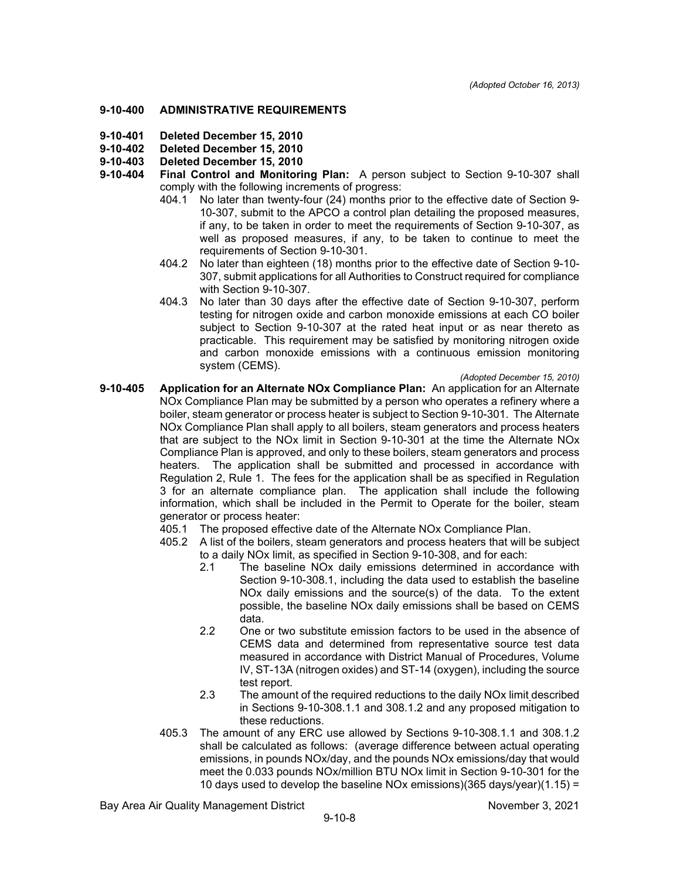*(Adopted October 16, 2013)*

**9-10-400 ADMINISTRATIVE REQUIREMENTS**

**9-10-401 Deleted December 15, 2010**

**9-10-402 Deleted December 15, 2010**

**9-10-403 Deleted December 15, 2010**

**9-10-404 Final Control and Monitoring Plan:** A person subject to Section 9-10-307 shall comply with the following increments of progress:

404.1 No later than twenty-four (24) months prior to the effective date of Section 9-10-307, submit to the APCO a control plan detailing the proposed measures, if any, to be taken in order to meet the requirements of Section 9-10-307, as well as proposed measures, if any, to be taken to continue to meet the requirements of Section 9-10-301.

404.2 No later than eighteen (18) months prior to the effective date of Section 9-10-307, submit applications for all Authorities to Construct required for compliance with Section 9-10-307.

404.3 No later than 30 days after the effective date of Section 9-10-307, perform testing for nitrogen oxide and carbon monoxide emissions at each CO boiler subject to Section 9-10-307 at the rated heat input or as near thereto as practicable. This requirement may be satisfied by monitoring nitrogen oxide and carbon monoxide emissions with a continuous emission monitoring system (CEMS).

*(Adopted December 15, 2010)*

**9-10-405 Application for an Alternate NOx Compliance Plan:** An application for an Alternate NOx Compliance Plan may be submitted by a person who operates a refinery where a boiler, steam generator or process heater is subject to Section 9-10-301. The Alternate NOx Compliance Plan shall apply to all boilers, steam generators and process heaters that are subject to the NOx limit in Section 9-10-301 at the time the Alternate NOx Compliance Plan is approved, and only to these boilers, steam generators and process heaters. The application shall be submitted and processed in accordance with Regulation 2, Rule 1. The fees for the application shall be as specified in Regulation 3 for an alternate compliance plan. The application shall include the following information, which shall be included in the Permit to Operate for the boiler, steam generator or process heater:

405.1 The proposed effective date of the Alternate NOx Compliance Plan.

405.2 A list of the boilers, steam generators and process heaters that will be subject to a daily NOx limit, as specified in Section 9-10-308, and for each:

2.1 The baseline NOx daily emissions determined in accordance with Section 9-10-308.1, including the data used to establish the baseline NOx daily emissions and the source(s) of the data. To the extent possible, the baseline NOx daily emissions shall be based on CEMS data.

2.2 One or two substitute emission factors to be used in the absence of CEMS data and determined from representative source test data measured in accordance with District Manual of Procedures, Volume IV, ST-13A (nitrogen oxides) and ST-14 (oxygen), including the source test report.

2.3 The amount of the required reductions to the daily NOx limit described in Sections 9-10-308.1.1 and 308.1.2 and any proposed mitigation to these reductions.

405.3 The amount of any ERC use allowed by Sections 9-10-308.1.1 and 308.1.2 shall be calculated as follows: (average difference between actual operating emissions, in pounds NOx/day, and the pounds NOx emissions/day that would meet the 0.033 pounds NOx/million BTU NOx limit in Section 9-10-301 for the 10 days used to develop the baseline NOx emissions)(365 days/year)(1.15) =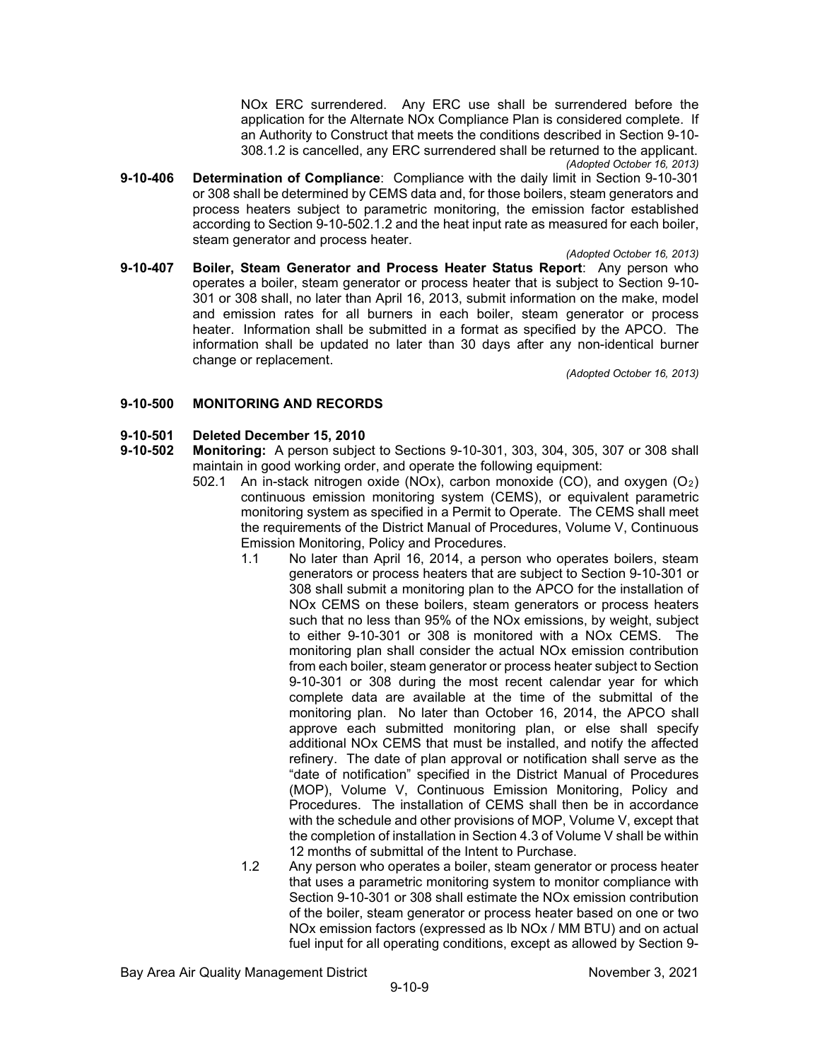NOx ERC surrendered. Any ERC use shall be surrendered before the application for the Alternate NOx Compliance Plan is considered complete. If an Authority to Construct that meets the conditions described in Section 9-10-308.1.2 is cancelled, any ERC surrendered shall be returned to the applicant.

*(Adopted October 16, 2013)*

**9-10-406 Determination of Compliance**: Compliance with the daily limit in Section 9-10-301 or 308 shall be determined by CEMS data and, for those boilers, steam generators and process heaters subject to parametric monitoring, the emission factor established according to Section 9-10-502.1.2 and the heat input rate as measured for each boiler, steam generator and process heater.

*(Adopted October 16, 2013)*

**9-10-407 Boiler, Steam Generator and Process Heater Status Report**: Any person who operates a boiler, steam generator or process heater that is subject to Section 9-10-301 or 308 shall, no later than April 16, 2013, submit information on the make, model and emission rates for all burners in each boiler, steam generator or process heater. Information shall be submitted in a format as specified by the APCO. The information shall be updated no later than 30 days after any non-identical burner change or replacement.

*(Adopted October 16, 2013)*

## 9-10-500 MONITORING AND RECORDS

**9-10-501 Deleted December 15, 2010**

**9-10-502 Monitoring:** A person subject to Sections 9-10-301, 303, 304, 305, 307 or 308 shall maintain in good working order, and operate the following equipment:

502.1 An in-stack nitrogen oxide (NOx), carbon monoxide (CO), and oxygen ($O_2$) continuous emission monitoring system (CEMS), or equivalent parametric monitoring system as specified in a Permit to Operate. The CEMS shall meet the requirements of the District Manual of Procedures, Volume V, Continuous Emission Monitoring, Policy and Procedures.

1.1 No later than April 16, 2014, a person who operates boilers, steam generators or process heaters that are subject to Section 9-10-301 or 308 shall submit a monitoring plan to the APCO for the installation of NOx CEMS on these boilers, steam generators or process heaters such that no less than 95% of the NOx emissions, by weight, subject to either 9-10-301 or 308 is monitored with a NOx CEMS. The monitoring plan shall consider the actual NOx emission contribution from each boiler, steam generator or process heater subject to Section 9-10-301 or 308 during the most recent calendar year for which complete data are available at the time of the submittal of the monitoring plan. No later than October 16, 2014, the APCO shall approve each submitted monitoring plan, or else shall specify additional NOx CEMS that must be installed, and notify the affected refinery. The date of plan approval or notification shall serve as the "date of notification" specified in the District Manual of Procedures (MOP), Volume V, Continuous Emission Monitoring, Policy and Procedures. The installation of CEMS shall then be in accordance with the schedule and other provisions of MOP, Volume V, except that the completion of installation in Section 4.3 of Volume V shall be within 12 months of submittal of the Intent to Purchase.

1.2 Any person who operates a boiler, steam generator or process heater that uses a parametric monitoring system to monitor compliance with Section 9-10-301 or 308 shall estimate the NOx emission contribution of the boiler, steam generator or process heater based on one or two NOx emission factors (expressed as lb NOx / MM BTU) and on actual fuel input for all operating conditions, except as allowed by Section 9-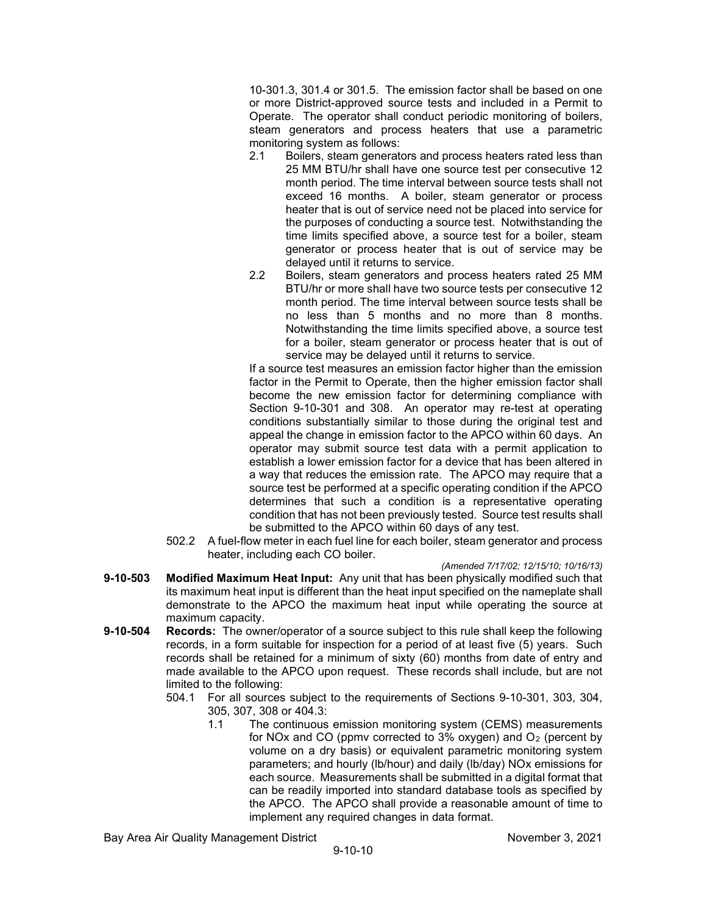10-301.3, 301.4 or 301.5. The emission factor shall be based on one or more District-approved source tests and included in a Permit to Operate. The operator shall conduct periodic monitoring of boilers, steam generators and process heaters that use a parametric monitoring system as follows:

2.1 Boilers, steam generators and process heaters rated less than 25 MM BTU/hr shall have one source test per consecutive 12 month period. The time interval between source tests shall not exceed 16 months. A boiler, steam generator or process heater that is out of service need not be placed into service for the purposes of conducting a source test. Notwithstanding the time limits specified above, a source test for a boiler, steam generator or process heater that is out of service may be delayed until it returns to service.

2.2 Boilers, steam generators and process heaters rated 25 MM BTU/hr or more shall have two source tests per consecutive 12 month period. The time interval between source tests shall be no less than 5 months and no more than 8 months. Notwithstanding the time limits specified above, a source test for a boiler, steam generator or process heater that is out of service may be delayed until it returns to service.

If a source test measures an emission factor higher than the emission factor in the Permit to Operate, then the higher emission factor shall become the new emission factor for determining compliance with Section 9-10-301 and 308. An operator may re-test at operating conditions substantially similar to those during the original test and appeal the change in emission factor to the APCO within 60 days. An operator may submit source test data with a permit application to establish a lower emission factor for a device that has been altered in a way that reduces the emission rate. The APCO may require that a source test be performed at a specific operating condition if the APCO determines that such a condition is a representative operating condition that has not been previously tested. Source test results shall be submitted to the APCO within 60 days of any test.

502.2 A fuel-flow meter in each fuel line for each boiler, steam generator and process heater, including each CO boiler.

*(Amended 7/17/02; 12/15/10; 10/16/13)*

**9-10-503 Modified Maximum Heat Input:** Any unit that has been physically modified such that its maximum heat input is different than the heat input specified on the nameplate shall demonstrate to the APCO the maximum heat input while operating the source at maximum capacity.

**9-10-504 Records:** The owner/operator of a source subject to this rule shall keep the following records, in a form suitable for inspection for a period of at least five (5) years. Such records shall be retained for a minimum of sixty (60) months from date of entry and made available to the APCO upon request. These records shall include, but are not limited to the following:

504.1 For all sources subject to the requirements of Sections 9-10-301, 303, 304, 305, 307, 308 or 404.3:

1.1 The continuous emission monitoring system (CEMS) measurements for NOx and CO (ppmv corrected to 3% oxygen) and $O_2$ (percent by volume on a dry basis) or equivalent parametric monitoring system parameters; and hourly (lb/hour) and daily (lb/day) NOx emissions for each source. Measurements shall be submitted in a digital format that can be readily imported into standard database tools as specified by the APCO. The APCO shall provide a reasonable amount of time to implement any required changes in data format.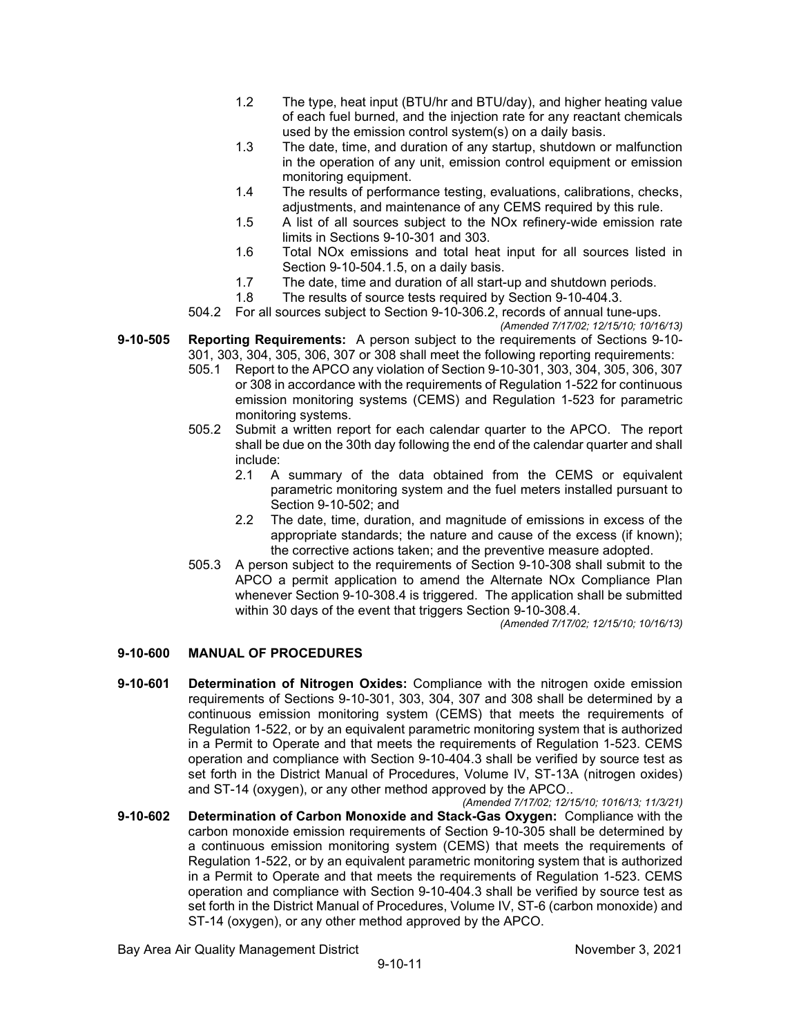1.2 The type, heat input (BTU/hr and BTU/day), and higher heating value of each fuel burned, and the injection rate for any reactant chemicals used by the emission control system(s) on a daily basis.

1.3 The date, time, and duration of any startup, shutdown or malfunction in the operation of any unit, emission control equipment or emission monitoring equipment.

1.4 The results of performance testing, evaluations, calibrations, checks, adjustments, and maintenance of any CEMS required by this rule.

1.5 A list of all sources subject to the NOx refinery-wide emission rate limits in Sections 9-10-301 and 303.

1.6 Total NOx emissions and total heat input for all sources listed in Section 9-10-504.1.5, on a daily basis.

1.7 The date, time and duration of all start-up and shutdown periods.

1.8 The results of source tests required by Section 9-10-404.3.

504.2 For all sources subject to Section 9-10-306.2, records of annual tune-ups.

*(Amended 7/17/02; 12/15/10; 10/16/13)*

**9-10-505 Reporting Requirements:** A person subject to the requirements of Sections 9-10-301, 303, 304, 305, 306, 307 or 308 shall meet the following reporting requirements:

505.1 Report to the APCO any violation of Section 9-10-301, 303, 304, 305, 306, 307 or 308 in accordance with the requirements of Regulation 1-522 for continuous emission monitoring systems (CEMS) and Regulation 1-523 for parametric monitoring systems.

505.2 Submit a written report for each calendar quarter to the APCO. The report shall be due on the 30th day following the end of the calendar quarter and shall include:

2.1 A summary of the data obtained from the CEMS or equivalent parametric monitoring system and the fuel meters installed pursuant to Section 9-10-502; and

2.2 The date, time, duration, and magnitude of emissions in excess of the appropriate standards; the nature and cause of the excess (if known); the corrective actions taken; and the preventive measure adopted.

505.3 A person subject to the requirements of Section 9-10-308 shall submit to the APCO a permit application to amend the Alternate NOx Compliance Plan whenever Section 9-10-308.4 is triggered. The application shall be submitted within 30 days of the event that triggers Section 9-10-308.4.

*(Amended 7/17/02; 12/15/10; 10/16/13)*

## 9-10-600 MANUAL OF PROCEDURES

**9-10-601 Determination of Nitrogen Oxides:** Compliance with the nitrogen oxide emission requirements of Sections 9-10-301, 303, 304, 307 and 308 shall be determined by a continuous emission monitoring system (CEMS) that meets the requirements of Regulation 1-522, or by an equivalent parametric monitoring system that is authorized in a Permit to Operate and that meets the requirements of Regulation 1-523. CEMS operation and compliance with Section 9-10-404.3 shall be verified by source test as set forth in the District Manual of Procedures, Volume IV, ST-13A (nitrogen oxides) and ST-14 (oxygen), or any other method approved by the APCO..

*(Amended 7/17/02; 12/15/10; 1016/13; 11/3/21)*

**9-10-602 Determination of Carbon Monoxide and Stack-Gas Oxygen:** Compliance with the carbon monoxide emission requirements of Section 9-10-305 shall be determined by a continuous emission monitoring system (CEMS) that meets the requirements of Regulation 1-522, or by an equivalent parametric monitoring system that is authorized in a Permit to Operate and that meets the requirements of Regulation 1-523. CEMS operation and compliance with Section 9-10-404.3 shall be verified by source test as set forth in the District Manual of Procedures, Volume IV, ST-6 (carbon monoxide) and ST-14 (oxygen), or any other method approved by the APCO.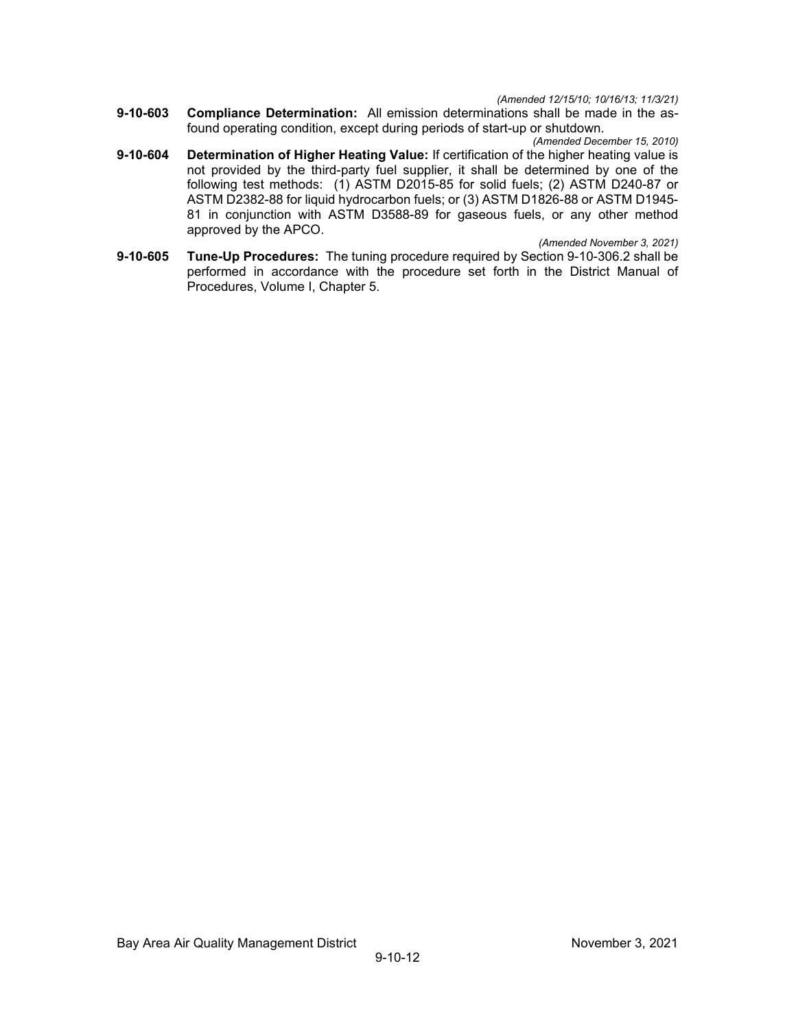*(Amended 12/15/10; 10/16/13; 11/3/21)*

**9-10-603 Compliance Determination:** All emission determinations shall be made in the as-found operating condition, except during periods of start-up or shutdown.

*(Amended December 15, 2010)*

**9-10-604 Determination of Higher Heating Value:** If certification of the higher heating value is not provided by the third-party fuel supplier, it shall be determined by one of the following test methods: (1) ASTM D2015-85 for solid fuels; (2) ASTM D240-87 or ASTM D2382-88 for liquid hydrocarbon fuels; or (3) ASTM D1826-88 or ASTM D1945-81 in conjunction with ASTM D3588-89 for gaseous fuels, or any other method approved by the APCO.

*(Amended November 3, 2021)*

**9-10-605 Tune-Up Procedures:** The tuning procedure required by Section 9-10-306.2 shall be performed in accordance with the procedure set forth in the District Manual of Procedures, Volume I, Chapter 5.